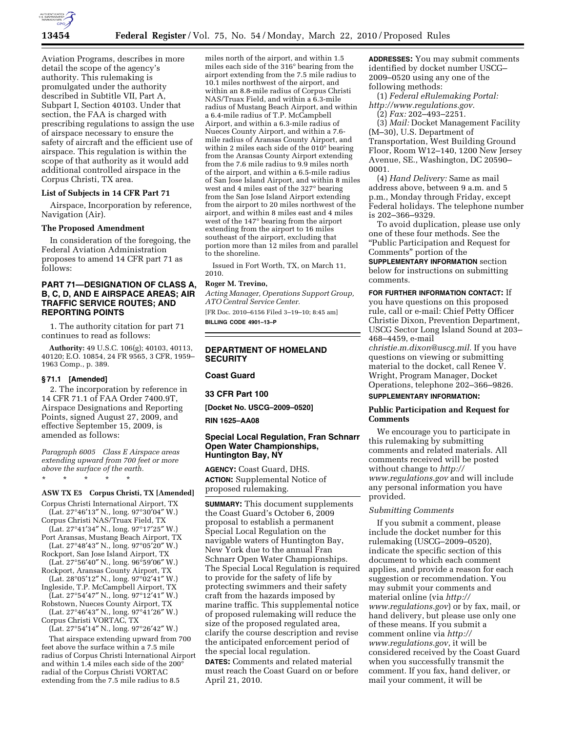Aviation Programs, describes in more detail the scope of the agency's authority. This rulemaking is promulgated under the authority described in Subtitle VII, Part A, Subpart I, Section 40103. Under that section, the FAA is charged with prescribing regulations to assign the use of airspace necessary to ensure the safety of aircraft and the efficient use of airspace. This regulation is within the scope of that authority as it would add additional controlled airspace in the Corpus Christi, TX area.

### List of Subjects in 14 CFR Part 71

Airspace, Incorporation by reference, Navigation (Air).

### The Proposed Amendment

In consideration of the foregoing, the Federal Aviation Administration proposes to amend 14 CFR part 71 as follows:

## PART 71—DESIGNATION OF CLASS A, B, C, D, AND E AIRSPACE AREAS; AIR TRAFFIC SERVICE ROUTES; AND REPORTING POINTS

1. The authority citation for part 71 continues to read as follows:

**Authority:** 49 U.S.C. 106(g); 40103, 40113, 40120; E.O. 10854, 24 FR 9565, 3 CFR, 1959–1963 Comp., p. 389.

### § 71.1 [Amended]

2. The incorporation by reference in 14 CFR 71.1 of FAA Order 7400.9T, Airspace Designations and Reporting Points, signed August 27, 2009, and effective September 15, 2009, is amended as follows:

*Paragraph 6005 Class E Airspace areas extending upward from 700 feet or more above the surface of the earth.*

\* \* \* \* \*

**ASW TX E5 Corpus Christi, TX [Amended]**

Corpus Christi International Airport, TX
(Lat. 27°46′13″ N., long. 97°30′04″ W.)
Corpus Christi NAS/Truax Field, TX
(Lat. 27°41′34″ N., long. 97°17′25″ W.)
Port Aransas, Mustang Beach Airport, TX
(Lat. 27°48′43″ N., long. 97°05′20″ W.)
Rockport, San Jose Island Airport, TX
(Lat. 27°56′40″ N., long. 96°59′06″ W.)
Rockport, Aransas County Airport, TX
(Lat. 28°05′12″ N., long. 97°02′41″ W.)
Ingleside, T.P. McCampbell Airport, TX
(Lat. 27°54′47″ N., long. 97°12′41″ W.)
Robstown, Nueces County Airport, TX
(Lat. 27°46′43″ N., long. 97°41′26″ W.)
Corpus Christi VORTAC, TX
(Lat. 27°54′14″ N., long. 97°26′42″ W.)

That airspace extending upward from 700 feet above the surface within a 7.5 mile radius of Corpus Christi International Airport and within 1.4 miles each side of the 200° radial of the Corpus Christi VORTAC extending from the 7.5 mile radius to 8.5 miles north of the airport, and within 1.5 miles each side of the 316° bearing from the airport extending from the 7.5 mile radius to 10.1 miles northwest of the airport, and within an 8.8-mile radius of Corpus Christi NAS/Truax Field, and within a 6.3-mile radius of Mustang Beach Airport, and within a 6.4-mile radius of T.P. McCampbell Airport, and within a 6.3-mile radius of Nueces County Airport, and within a 7.6-mile radius of Aransas County Airport, and within 2 miles each side of the 010° bearing from the Aransas County Airport extending from the 7.6 mile radius to 9.9 miles north of the airport, and within a 6.5-mile radius of San Jose Island Airport, and within 8 miles west and 4 miles east of the 327° bearing from the San Jose Island Airport extending from the airport to 20 miles northwest of the airport, and within 8 miles east and 4 miles west of the 147° bearing from the airport extending from the airport to 16 miles southeast of the airport, excluding that portion more than 12 miles from and parallel to the shoreline.

Issued in Fort Worth, TX, on March 11, 2010.

**Roger M. Trevino,**
*Acting Manager, Operations Support Group, ATO Central Service Center.*

[FR Doc. 2010–6156 Filed 3–19–10; 8:45 am]

**BILLING CODE 4901–13–P**

---

## DEPARTMENT OF HOMELAND SECURITY

## Coast Guard

## 33 CFR Part 100

**[Docket No. USCG–2009–0520]**

**RIN 1625–AA08**

## Special Local Regulation, Fran Schnarr Open Water Championships, Huntington Bay, NY

**AGENCY:** Coast Guard, DHS.

**ACTION:** Supplemental Notice of proposed rulemaking.

**SUMMARY:** This document supplements the Coast Guard's October 6, 2009 proposal to establish a permanent Special Local Regulation on the navigable waters of Huntington Bay, New York due to the annual Fran Schnarr Open Water Championships. The Special Local Regulation is required to provide for the safety of life by protecting swimmers and their safety craft from the hazards imposed by marine traffic. This supplemental notice of proposed rulemaking will reduce the size of the proposed regulated area, clarify the course description and revise the anticipated enforcement period of the special local regulation.

**DATES:** Comments and related material must reach the Coast Guard on or before April 21, 2010.

**ADDRESSES:** You may submit comments identified by docket number USCG–2009–0520 using any one of the following methods:

(1) *Federal eRulemaking Portal: http://www.regulations.gov.*

(2) *Fax:* 202–493–2251.

(3) *Mail:* Docket Management Facility (M–30), U.S. Department of Transportation, West Building Ground Floor, Room W12–140, 1200 New Jersey Avenue, SE., Washington, DC 20590–0001.

(4) *Hand Delivery:* Same as mail address above, between 9 a.m. and 5 p.m., Monday through Friday, except Federal holidays. The telephone number is 202–366–9329.

To avoid duplication, please use only one of these four methods. See the "Public Participation and Request for Comments" portion of the **SUPPLEMENTARY INFORMATION** section below for instructions on submitting comments.

**FOR FURTHER INFORMATION CONTACT:** If you have questions on this proposed rule, call or e-mail: Chief Petty Officer Christie Dixon, Prevention Department, USCG Sector Long Island Sound at 203–468–4459, e-mail *christie.m.dixon@uscg.mil.* If you have questions on viewing or submitting material to the docket, call Renee V. Wright, Program Manager, Docket Operations, telephone 202–366–9826.

**SUPPLEMENTARY INFORMATION:**

### Public Participation and Request for Comments

We encourage you to participate in this rulemaking by submitting comments and related materials. All comments received will be posted without change to *http://www.regulations.gov* and will include any personal information you have provided.

#### *Submitting Comments*

If you submit a comment, please include the docket number for this rulemaking (USCG–2009–0520), indicate the specific section of this document to which each comment applies, and provide a reason for each suggestion or recommendation. You may submit your comments and material online (via *http://www.regulations.gov*) or by fax, mail, or hand delivery, but please use only one of these means. If you submit a comment online via *http://www.regulations.gov*, it will be considered received by the Coast Guard when you successfully transmit the comment. If you fax, hand deliver, or mail your comment, it will be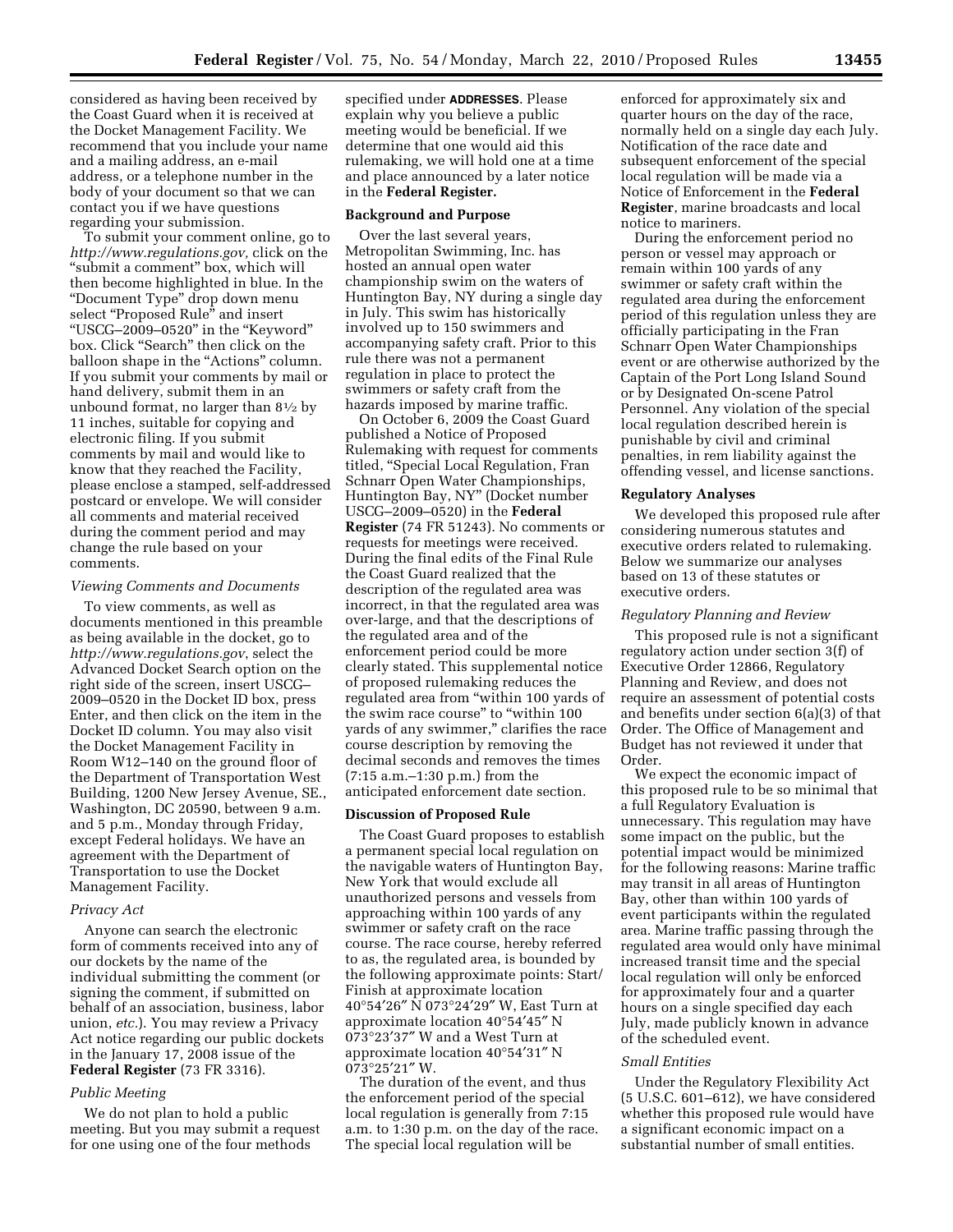considered as having been received by the Coast Guard when it is received at the Docket Management Facility. We recommend that you include your name and a mailing address, an e-mail address, or a telephone number in the body of your document so that we can contact you if we have questions regarding your submission.

To submit your comment online, go to *http://www.regulations.gov,* click on the "submit a comment" box, which will then become highlighted in blue. In the "Document Type" drop down menu select "Proposed Rule" and insert "USCG–2009–0520" in the "Keyword" box. Click "Search" then click on the balloon shape in the "Actions" column. If you submit your comments by mail or hand delivery, submit them in an unbound format, no larger than 8½ by 11 inches, suitable for copying and electronic filing. If you submit comments by mail and would like to know that they reached the Facility, please enclose a stamped, self-addressed postcard or envelope. We will consider all comments and material received during the comment period and may change the rule based on your comments.

*Viewing Comments and Documents*

To view comments, as well as documents mentioned in this preamble as being available in the docket, go to *http://www.regulations.gov*, select the Advanced Docket Search option on the right side of the screen, insert USCG–2009–0520 in the Docket ID box, press Enter, and then click on the item in the Docket ID column. You may also visit the Docket Management Facility in Room W12–140 on the ground floor of the Department of Transportation West Building, 1200 New Jersey Avenue, SE., Washington, DC 20590, between 9 a.m. and 5 p.m., Monday through Friday, except Federal holidays. We have an agreement with the Department of Transportation to use the Docket Management Facility.

*Privacy Act*

Anyone can search the electronic form of comments received into any of our dockets by the name of the individual submitting the comment (or signing the comment, if submitted on behalf of an association, business, labor union, *etc.*). You may review a Privacy Act notice regarding our public dockets in the January 17, 2008 issue of the **Federal Register** (73 FR 3316).

*Public Meeting*

We do not plan to hold a public meeting. But you may submit a request for one using one of the four methods specified under **ADDRESSES**. Please explain why you believe a public meeting would be beneficial. If we determine that one would aid this rulemaking, we will hold one at a time and place announced by a later notice in the **Federal Register.**

**Background and Purpose**

Over the last several years, Metropolitan Swimming, Inc. has hosted an annual open water championship swim on the waters of Huntington Bay, NY during a single day in July. This swim has historically involved up to 150 swimmers and accompanying safety craft. Prior to this rule there was not a permanent regulation in place to protect the swimmers or safety craft from the hazards imposed by marine traffic.

On October 6, 2009 the Coast Guard published a Notice of Proposed Rulemaking with request for comments titled, "Special Local Regulation, Fran Schnarr Open Water Championships, Huntington Bay, NY" (Docket number USCG–2009–0520) in the **Federal Register** (74 FR 51243). No comments or requests for meetings were received. During the final edits of the Final Rule the Coast Guard realized that the description of the regulated area was incorrect, in that the regulated area was over-large, and that the descriptions of the regulated area and of the enforcement period could be more clearly stated. This supplemental notice of proposed rulemaking reduces the regulated area from "within 100 yards of the swim race course" to "within 100 yards of any swimmer," clarifies the race course description by removing the decimal seconds and removes the times (7:15 a.m.–1:30 p.m.) from the anticipated enforcement date section.

**Discussion of Proposed Rule**

The Coast Guard proposes to establish a permanent special local regulation on the navigable waters of Huntington Bay, New York that would exclude all unauthorized persons and vessels from approaching within 100 yards of any swimmer or safety craft on the race course. The race course, hereby referred to as, the regulated area, is bounded by the following approximate points: Start/Finish at approximate location 40°54′26″ N 073°24′29″ W, East Turn at approximate location 40°54′45″ N 073°23′37″ W and a West Turn at approximate location 40°54′31″ N 073°25′21″ W.

The duration of the event, and thus the enforcement period of the special local regulation is generally from 7:15 a.m. to 1:30 p.m. on the day of the race. The special local regulation will be enforced for approximately six and quarter hours on the day of the race, normally held on a single day each July. Notification of the race date and subsequent enforcement of the special local regulation will be made via a Notice of Enforcement in the **Federal Register**, marine broadcasts and local notice to mariners.

During the enforcement period no person or vessel may approach or remain within 100 yards of any swimmer or safety craft within the regulated area during the enforcement period of this regulation unless they are officially participating in the Fran Schnarr Open Water Championships event or are otherwise authorized by the Captain of the Port Long Island Sound or by Designated On-scene Patrol Personnel. Any violation of the special local regulation described herein is punishable by civil and criminal penalties, in rem liability against the offending vessel, and license sanctions.

**Regulatory Analyses**

We developed this proposed rule after considering numerous statutes and executive orders related to rulemaking. Below we summarize our analyses based on 13 of these statutes or executive orders.

*Regulatory Planning and Review*

This proposed rule is not a significant regulatory action under section 3(f) of Executive Order 12866, Regulatory Planning and Review, and does not require an assessment of potential costs and benefits under section 6(a)(3) of that Order. The Office of Management and Budget has not reviewed it under that Order.

We expect the economic impact of this proposed rule to be so minimal that a full Regulatory Evaluation is unnecessary. This regulation may have some impact on the public, but the potential impact would be minimized for the following reasons: Marine traffic may transit in all areas of Huntington Bay, other than within 100 yards of event participants within the regulated area. Marine traffic passing through the regulated area would only have minimal increased transit time and the special local regulation will only be enforced for approximately four and a quarter hours on a single specified day each July, made publicly known in advance of the scheduled event.

*Small Entities*

Under the Regulatory Flexibility Act (5 U.S.C. 601–612), we have considered whether this proposed rule would have a significant economic impact on a substantial number of small entities.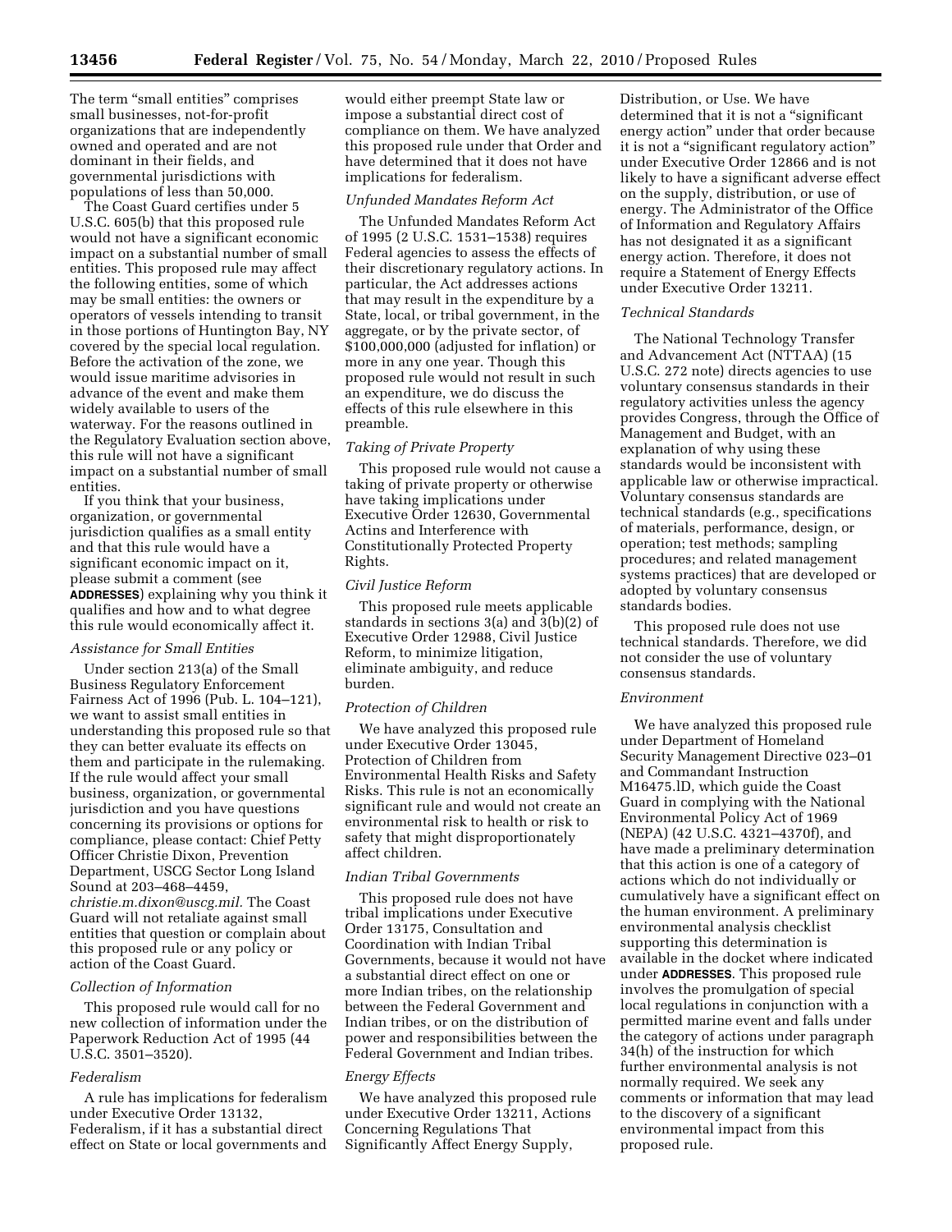The term "small entities" comprises small businesses, not-for-profit organizations that are independently owned and operated and are not dominant in their fields, and governmental jurisdictions with populations of less than 50,000.

The Coast Guard certifies under 5 U.S.C. 605(b) that this proposed rule would not have a significant economic impact on a substantial number of small entities. This proposed rule may affect the following entities, some of which may be small entities: the owners or operators of vessels intending to transit in those portions of Huntington Bay, NY covered by the special local regulation. Before the activation of the zone, we would issue maritime advisories in advance of the event and make them widely available to users of the waterway. For the reasons outlined in the Regulatory Evaluation section above, this rule will not have a significant impact on a substantial number of small entities.

If you think that your business, organization, or governmental jurisdiction qualifies as a small entity and that this rule would have a significant economic impact on it, please submit a comment (see **ADDRESSES**) explaining why you think it qualifies and how and to what degree this rule would economically affect it.

### *Assistance for Small Entities*

Under section 213(a) of the Small Business Regulatory Enforcement Fairness Act of 1996 (Pub. L. 104–121), we want to assist small entities in understanding this proposed rule so that they can better evaluate its effects on them and participate in the rulemaking. If the rule would affect your small business, organization, or governmental jurisdiction and you have questions concerning its provisions or options for compliance, please contact: Chief Petty Officer Christie Dixon, Prevention Department, USCG Sector Long Island Sound at 203–468–4459, *christie.m.dixon@uscg.mil.* The Coast Guard will not retaliate against small entities that question or complain about this proposed rule or any policy or action of the Coast Guard.

### *Collection of Information*

This proposed rule would call for no new collection of information under the Paperwork Reduction Act of 1995 (44 U.S.C. 3501–3520).

### *Federalism*

A rule has implications for federalism under Executive Order 13132, Federalism, if it has a substantial direct effect on State or local governments and would either preempt State law or impose a substantial direct cost of compliance on them. We have analyzed this proposed rule under that Order and have determined that it does not have implications for federalism.

### *Unfunded Mandates Reform Act*

The Unfunded Mandates Reform Act of 1995 (2 U.S.C. 1531–1538) requires Federal agencies to assess the effects of their discretionary regulatory actions. In particular, the Act addresses actions that may result in the expenditure by a State, local, or tribal government, in the aggregate, or by the private sector, of $100,000,000 (adjusted for inflation) or more in any one year. Though this proposed rule would not result in such an expenditure, we do discuss the effects of this rule elsewhere in this preamble.

### *Taking of Private Property*

This proposed rule would not cause a taking of private property or otherwise have taking implications under Executive Order 12630, Governmental Actins and Interference with Constitutionally Protected Property Rights.

### *Civil Justice Reform*

This proposed rule meets applicable standards in sections 3(a) and 3(b)(2) of Executive Order 12988, Civil Justice Reform, to minimize litigation, eliminate ambiguity, and reduce burden.

### *Protection of Children*

We have analyzed this proposed rule under Executive Order 13045, Protection of Children from Environmental Health Risks and Safety Risks. This rule is not an economically significant rule and would not create an environmental risk to health or risk to safety that might disproportionately affect children.

### *Indian Tribal Governments*

This proposed rule does not have tribal implications under Executive Order 13175, Consultation and Coordination with Indian Tribal Governments, because it would not have a substantial direct effect on one or more Indian tribes, on the relationship between the Federal Government and Indian tribes, or on the distribution of power and responsibilities between the Federal Government and Indian tribes.

### *Energy Effects*

We have analyzed this proposed rule under Executive Order 13211, Actions Concerning Regulations That Significantly Affect Energy Supply, Distribution, or Use. We have determined that it is not a "significant energy action" under that order because it is not a "significant regulatory action" under Executive Order 12866 and is not likely to have a significant adverse effect on the supply, distribution, or use of energy. The Administrator of the Office of Information and Regulatory Affairs has not designated it as a significant energy action. Therefore, it does not require a Statement of Energy Effects under Executive Order 13211.

### *Technical Standards*

The National Technology Transfer and Advancement Act (NTTAA) (15 U.S.C. 272 note) directs agencies to use voluntary consensus standards in their regulatory activities unless the agency provides Congress, through the Office of Management and Budget, with an explanation of why using these standards would be inconsistent with applicable law or otherwise impractical. Voluntary consensus standards are technical standards (e.g., specifications of materials, performance, design, or operation; test methods; sampling procedures; and related management systems practices) that are developed or adopted by voluntary consensus standards bodies.

This proposed rule does not use technical standards. Therefore, we did not consider the use of voluntary consensus standards.

### *Environment*

We have analyzed this proposed rule under Department of Homeland Security Management Directive 023–01 and Commandant Instruction M16475.lD, which guide the Coast Guard in complying with the National Environmental Policy Act of 1969 (NEPA) (42 U.S.C. 4321–4370f), and have made a preliminary determination that this action is one of a category of actions which do not individually or cumulatively have a significant effect on the human environment. A preliminary environmental analysis checklist supporting this determination is available in the docket where indicated under **ADDRESSES**. This proposed rule involves the promulgation of special local regulations in conjunction with a permitted marine event and falls under the category of actions under paragraph 34(h) of the instruction for which further environmental analysis is not normally required. We seek any comments or information that may lead to the discovery of a significant environmental impact from this proposed rule.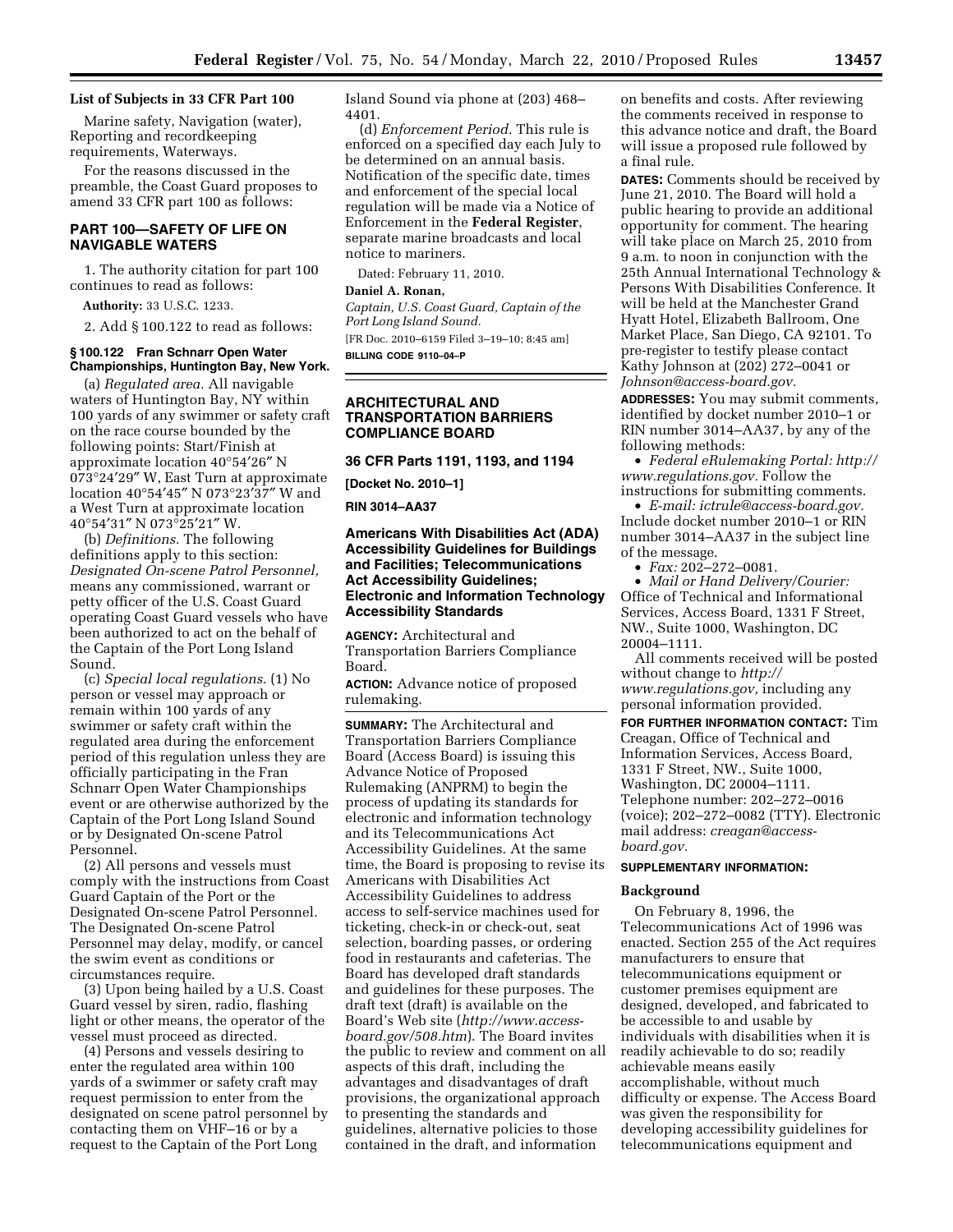**List of Subjects in 33 CFR Part 100**

Marine safety, Navigation (water), Reporting and recordkeeping requirements, Waterways.

For the reasons discussed in the preamble, the Coast Guard proposes to amend 33 CFR part 100 as follows:

## PART 100—SAFETY OF LIFE ON NAVIGABLE WATERS

1. The authority citation for part 100 continues to read as follows:

**Authority:** 33 U.S.C. 1233.

2. Add § 100.122 to read as follows:

### § 100.122 Fran Schnarr Open Water Championships, Huntington Bay, New York.

(a) *Regulated area.* All navigable waters of Huntington Bay, NY within 100 yards of any swimmer or safety craft on the race course bounded by the following points: Start/Finish at approximate location 40°54′26″ N 073°24′29″ W, East Turn at approximate location 40°54′45″ N 073°23′37″ W and a West Turn at approximate location 40°54′31″ N 073°25′21″ W.

(b) *Definitions.* The following definitions apply to this section: *Designated On-scene Patrol Personnel,* means any commissioned, warrant or petty officer of the U.S. Coast Guard operating Coast Guard vessels who have been authorized to act on the behalf of the Captain of the Port Long Island Sound.

(c) *Special local regulations.* (1) No person or vessel may approach or remain within 100 yards of any swimmer or safety craft within the regulated area during the enforcement period of this regulation unless they are officially participating in the Fran Schnarr Open Water Championships event or are otherwise authorized by the Captain of the Port Long Island Sound or by Designated On-scene Patrol Personnel.

(2) All persons and vessels must comply with the instructions from Coast Guard Captain of the Port or the Designated On-scene Patrol Personnel. The Designated On-scene Patrol Personnel may delay, modify, or cancel the swim event as conditions or circumstances require.

(3) Upon being hailed by a U.S. Coast Guard vessel by siren, radio, flashing light or other means, the operator of the vessel must proceed as directed.

(4) Persons and vessels desiring to enter the regulated area within 100 yards of a swimmer or safety craft may request permission to enter from the designated on scene patrol personnel by contacting them on VHF–16 or by a request to the Captain of the Port Long Island Sound via phone at (203) 468–4401.

(d) *Enforcement Period.* This rule is enforced on a specified day each July to be determined on an annual basis. Notification of the specific date, times and enforcement of the special local regulation will be made via a Notice of Enforcement in the **Federal Register**, separate marine broadcasts and local notice to mariners.

Dated: February 11, 2010.

**Daniel A. Ronan,**

*Captain, U.S. Coast Guard, Captain of the Port Long Island Sound.*

[FR Doc. 2010–6159 Filed 3–19–10; 8:45 am]

**BILLING CODE 9110–04–P**

---

## ARCHITECTURAL AND TRANSPORTATION BARRIERS COMPLIANCE BOARD

**36 CFR Parts 1191, 1193, and 1194**

**[Docket No. 2010–1]**

**RIN 3014–AA37**

## Americans With Disabilities Act (ADA) Accessibility Guidelines for Buildings and Facilities; Telecommunications Act Accessibility Guidelines; Electronic and Information Technology Accessibility Standards

**AGENCY:** Architectural and Transportation Barriers Compliance Board.

**ACTION:** Advance notice of proposed rulemaking.

**SUMMARY:** The Architectural and Transportation Barriers Compliance Board (Access Board) is issuing this Advance Notice of Proposed Rulemaking (ANPRM) to begin the process of updating its standards for electronic and information technology and its Telecommunications Act Accessibility Guidelines. At the same time, the Board is proposing to revise its Americans with Disabilities Act Accessibility Guidelines to address access to self-service machines used for ticketing, check-in or check-out, seat selection, boarding passes, or ordering food in restaurants and cafeterias. The Board has developed draft standards and guidelines for these purposes. The draft text (draft) is available on the Board's Web site (*http://www.access-board.gov/508.htm*). The Board invites the public to review and comment on all aspects of this draft, including the advantages and disadvantages of draft provisions, the organizational approach to presenting the standards and guidelines, alternative policies to those contained in the draft, and information on benefits and costs. After reviewing the comments received in response to this advance notice and draft, the Board will issue a proposed rule followed by a final rule.

**DATES:** Comments should be received by June 21, 2010. The Board will hold a public hearing to provide an additional opportunity for comment. The hearing will take place on March 25, 2010 from 9 a.m. to noon in conjunction with the 25th Annual International Technology & Persons With Disabilities Conference. It will be held at the Manchester Grand Hyatt Hotel, Elizabeth Ballroom, One Market Place, San Diego, CA 92101. To pre-register to testify please contact Kathy Johnson at (202) 272–0041 or *Johnson@access-board.gov.*

**ADDRESSES:** You may submit comments, identified by docket number 2010–1 or RIN number 3014–AA37, by any of the following methods:

- *Federal eRulemaking Portal: http://www.regulations.gov.* Follow the instructions for submitting comments.
- *E-mail: ictrule@access-board.gov.* Include docket number 2010–1 or RIN number 3014–AA37 in the subject line of the message.
- *Fax:* 202–272–0081.
- *Mail or Hand Delivery/Courier:* Office of Technical and Informational Services, Access Board, 1331 F Street, NW., Suite 1000, Washington, DC 20004–1111.

All comments received will be posted without change to *http://www.regulations.gov,* including any personal information provided.

**FOR FURTHER INFORMATION CONTACT:** Tim Creagan, Office of Technical and Information Services, Access Board, 1331 F Street, NW., Suite 1000, Washington, DC 20004–1111. Telephone number: 202–272–0016 (voice); 202–272–0082 (TTY). Electronic mail address: *creagan@access-board.gov.*

**SUPPLEMENTARY INFORMATION:**

### Background

On February 8, 1996, the Telecommunications Act of 1996 was enacted. Section 255 of the Act requires manufacturers to ensure that telecommunications equipment or customer premises equipment are designed, developed, and fabricated to be accessible to and usable by individuals with disabilities when it is readily achievable to do so; readily achievable means easily accomplishable, without much difficulty or expense. The Access Board was given the responsibility for developing accessibility guidelines for telecommunications equipment and